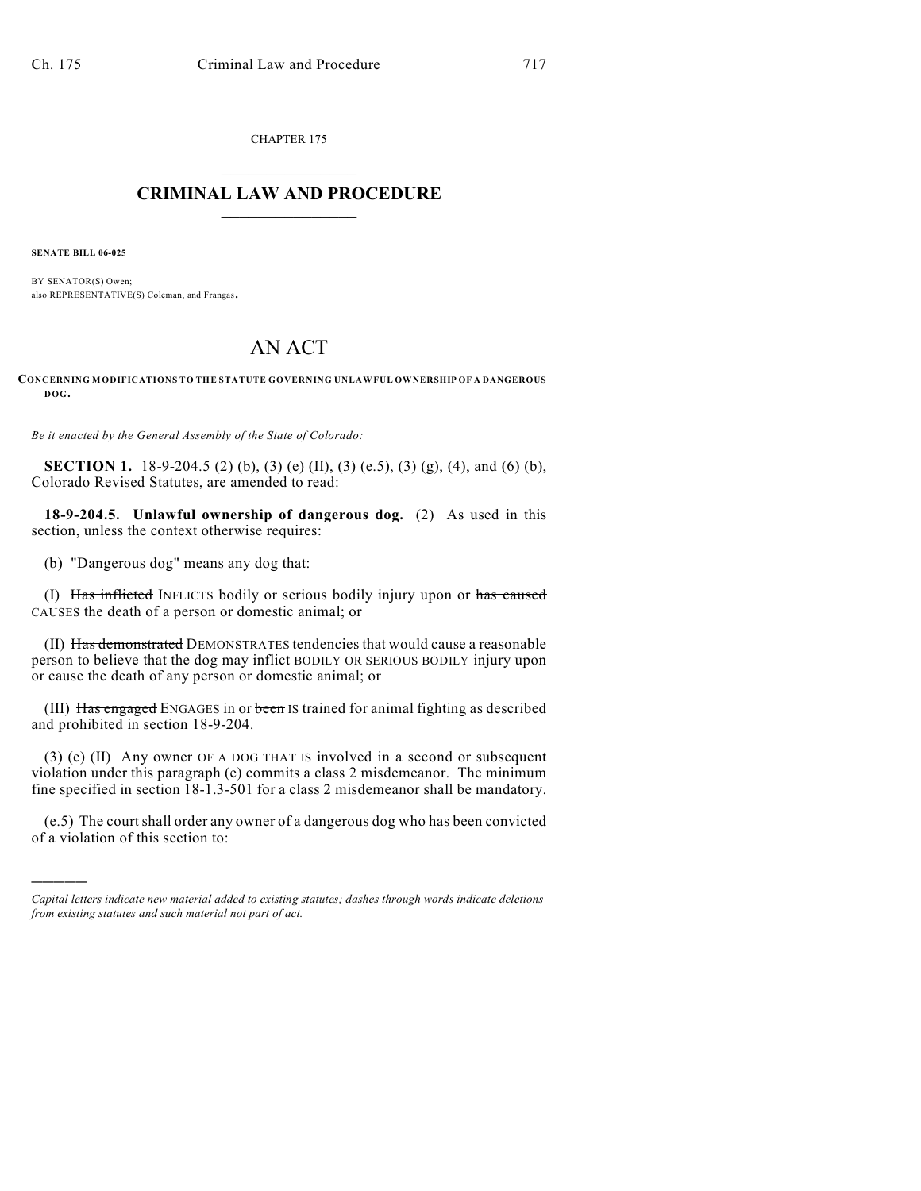CHAPTER 175

# CRIMINAL LAW AND PROCEDURE

**SENATE BILL 06-025**

BY SENATOR(S) Owen;
also REPRESENTATIVE(S) Coleman, and Frangas.

# AN ACT

**CONCERNING MODIFICATIONS TO THE STATUTE GOVERNING UNLAWFUL OWNERSHIP OF A DANGEROUS DOG.**

*Be it enacted by the General Assembly of the State of Colorado:*

**SECTION 1.** 18-9-204.5 (2) (b), (3) (e) (II), (3) (e.5), (3) (g), (4), and (6) (b), Colorado Revised Statutes, are amended to read:

**18-9-204.5. Unlawful ownership of dangerous dog.** (2) As used in this section, unless the context otherwise requires:

(b) "Dangerous dog" means any dog that:

(I) ~~Has inflicted~~ INFLICTS bodily or serious bodily injury upon or ~~has caused~~ CAUSES the death of a person or domestic animal; or

(II) ~~Has demonstrated~~ DEMONSTRATES tendencies that would cause a reasonable person to believe that the dog may inflict BODILY OR SERIOUS BODILY injury upon or cause the death of any person or domestic animal; or

(III) ~~Has engaged~~ ENGAGES in or ~~been~~ IS trained for animal fighting as described and prohibited in section 18-9-204.

(3) (e) (II) Any owner OF A DOG THAT IS involved in a second or subsequent violation under this paragraph (e) commits a class 2 misdemeanor. The minimum fine specified in section 18-1.3-501 for a class 2 misdemeanor shall be mandatory.

(e.5) The court shall order any owner of a dangerous dog who has been convicted of a violation of this section to:

---

*Capital letters indicate new material added to existing statutes; dashes through words indicate deletions from existing statutes and such material not part of act.*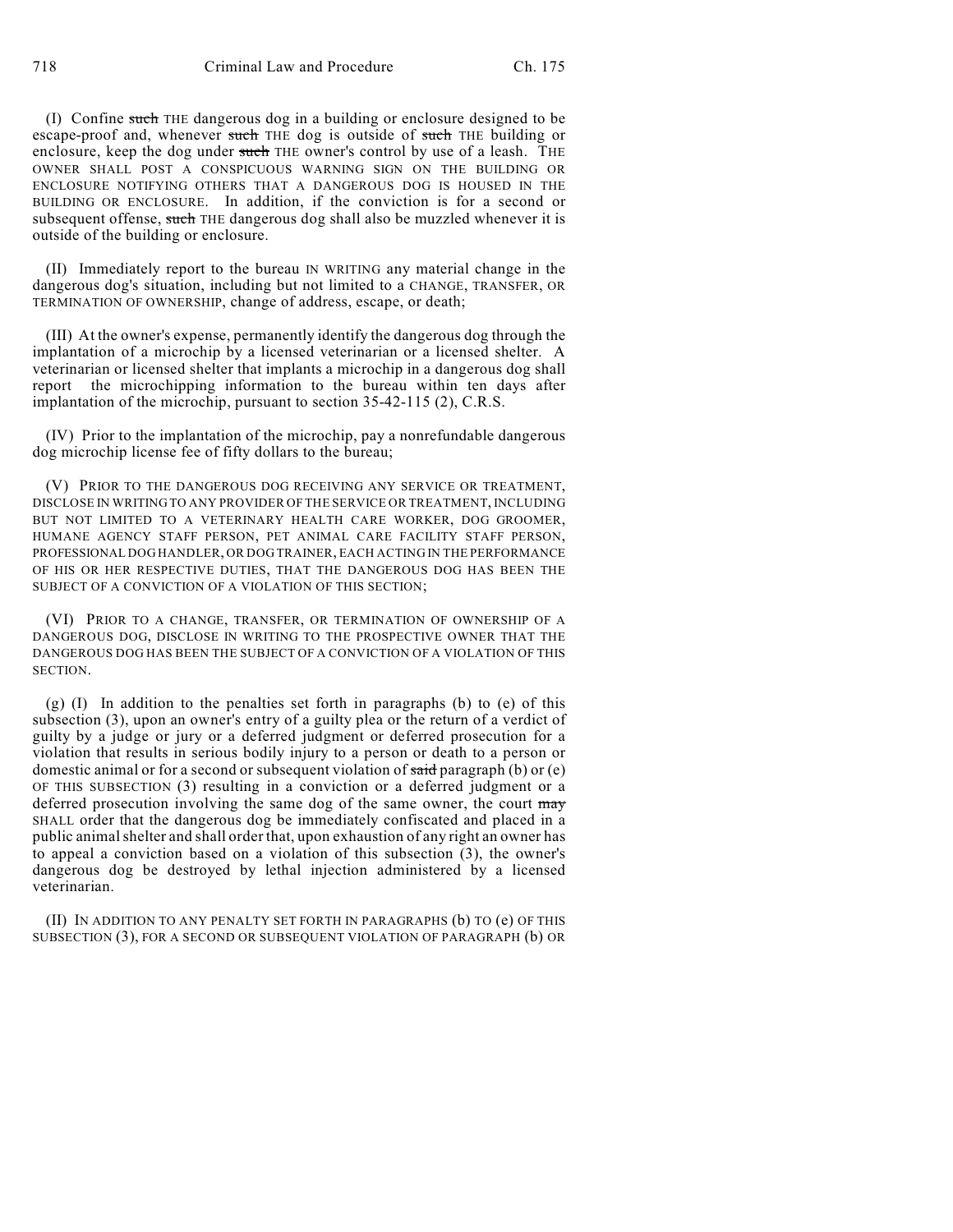(I) Confine ~~such~~ THE dangerous dog in a building or enclosure designed to be escape-proof and, whenever ~~such~~ THE dog is outside of ~~such~~ THE building or enclosure, keep the dog under ~~such~~ THE owner's control by use of a leash. THE OWNER SHALL POST A CONSPICUOUS WARNING SIGN ON THE BUILDING OR ENCLOSURE NOTIFYING OTHERS THAT A DANGEROUS DOG IS HOUSED IN THE BUILDING OR ENCLOSURE. In addition, if the conviction is for a second or subsequent offense, ~~such~~ THE dangerous dog shall also be muzzled whenever it is outside of the building or enclosure.

(II) Immediately report to the bureau IN WRITING any material change in the dangerous dog's situation, including but not limited to a CHANGE, TRANSFER, OR TERMINATION OF OWNERSHIP, change of address, escape, or death;

(III) At the owner's expense, permanently identify the dangerous dog through the implantation of a microchip by a licensed veterinarian or a licensed shelter. A veterinarian or licensed shelter that implants a microchip in a dangerous dog shall report the microchipping information to the bureau within ten days after implantation of the microchip, pursuant to section 35-42-115 (2), C.R.S.

(IV) Prior to the implantation of the microchip, pay a nonrefundable dangerous dog microchip license fee of fifty dollars to the bureau;

(V) PRIOR TO THE DANGEROUS DOG RECEIVING ANY SERVICE OR TREATMENT, DISCLOSE IN WRITING TO ANY PROVIDER OF THE SERVICE OR TREATMENT, INCLUDING BUT NOT LIMITED TO A VETERINARY HEALTH CARE WORKER, DOG GROOMER, HUMANE AGENCY STAFF PERSON, PET ANIMAL CARE FACILITY STAFF PERSON, PROFESSIONAL DOG HANDLER, OR DOG TRAINER, EACH ACTING IN THE PERFORMANCE OF HIS OR HER RESPECTIVE DUTIES, THAT THE DANGEROUS DOG HAS BEEN THE SUBJECT OF A CONVICTION OF A VIOLATION OF THIS SECTION;

(VI) PRIOR TO A CHANGE, TRANSFER, OR TERMINATION OF OWNERSHIP OF A DANGEROUS DOG, DISCLOSE IN WRITING TO THE PROSPECTIVE OWNER THAT THE DANGEROUS DOG HAS BEEN THE SUBJECT OF A CONVICTION OF A VIOLATION OF THIS SECTION.

(g) (I) In addition to the penalties set forth in paragraphs (b) to (e) of this subsection (3), upon an owner's entry of a guilty plea or the return of a verdict of guilty by a judge or jury or a deferred judgment or deferred prosecution for a violation that results in serious bodily injury to a person or death to a person or domestic animal or for a second or subsequent violation of ~~said~~ paragraph (b) or (e) OF THIS SUBSECTION (3) resulting in a conviction or a deferred judgment or a deferred prosecution involving the same dog of the same owner, the court ~~may~~ SHALL order that the dangerous dog be immediately confiscated and placed in a public animal shelter and shall order that, upon exhaustion of any right an owner has to appeal a conviction based on a violation of this subsection (3), the owner's dangerous dog be destroyed by lethal injection administered by a licensed veterinarian.

(II) IN ADDITION TO ANY PENALTY SET FORTH IN PARAGRAPHS (b) TO (e) OF THIS SUBSECTION (3), FOR A SECOND OR SUBSEQUENT VIOLATION OF PARAGRAPH (b) OR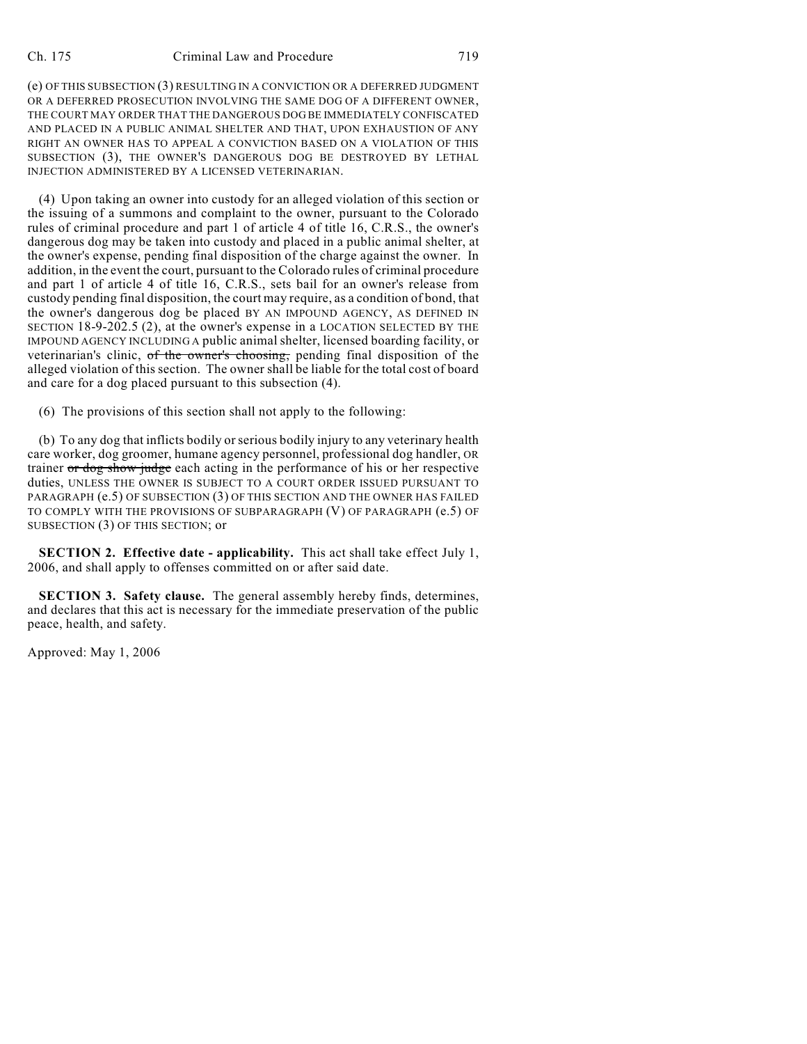(e) OF THIS SUBSECTION (3) RESULTING IN A CONVICTION OR A DEFERRED JUDGMENT OR A DEFERRED PROSECUTION INVOLVING THE SAME DOG OF A DIFFERENT OWNER, THE COURT MAY ORDER THAT THE DANGEROUS DOG BE IMMEDIATELY CONFISCATED AND PLACED IN A PUBLIC ANIMAL SHELTER AND THAT, UPON EXHAUSTION OF ANY RIGHT AN OWNER HAS TO APPEAL A CONVICTION BASED ON A VIOLATION OF THIS SUBSECTION (3), THE OWNER'S DANGEROUS DOG BE DESTROYED BY LETHAL INJECTION ADMINISTERED BY A LICENSED VETERINARIAN.

(4) Upon taking an owner into custody for an alleged violation of this section or the issuing of a summons and complaint to the owner, pursuant to the Colorado rules of criminal procedure and part 1 of article 4 of title 16, C.R.S., the owner's dangerous dog may be taken into custody and placed in a public animal shelter, at the owner's expense, pending final disposition of the charge against the owner. In addition, in the event the court, pursuant to the Colorado rules of criminal procedure and part 1 of article 4 of title 16, C.R.S., sets bail for an owner's release from custody pending final disposition, the court may require, as a condition of bond, that the owner's dangerous dog be placed BY AN IMPOUND AGENCY, AS DEFINED IN SECTION 18-9-202.5 (2), at the owner's expense in a LOCATION SELECTED BY THE IMPOUND AGENCY INCLUDING A public animal shelter, licensed boarding facility, or veterinarian's clinic, ~~of the owner's choosing,~~ pending final disposition of the alleged violation of this section. The owner shall be liable for the total cost of board and care for a dog placed pursuant to this subsection (4).

(6) The provisions of this section shall not apply to the following:

(b) To any dog that inflicts bodily or serious bodily injury to any veterinary health care worker, dog groomer, humane agency personnel, professional dog handler, OR trainer ~~or dog show judge~~ each acting in the performance of his or her respective duties, UNLESS THE OWNER IS SUBJECT TO A COURT ORDER ISSUED PURSUANT TO PARAGRAPH (e.5) OF SUBSECTION (3) OF THIS SECTION AND THE OWNER HAS FAILED TO COMPLY WITH THE PROVISIONS OF SUBPARAGRAPH (V) OF PARAGRAPH (e.5) OF SUBSECTION (3) OF THIS SECTION; or

**SECTION 2. Effective date - applicability.** This act shall take effect July 1, 2006, and shall apply to offenses committed on or after said date.

**SECTION 3. Safety clause.** The general assembly hereby finds, determines, and declares that this act is necessary for the immediate preservation of the public peace, health, and safety.

Approved: May 1, 2006